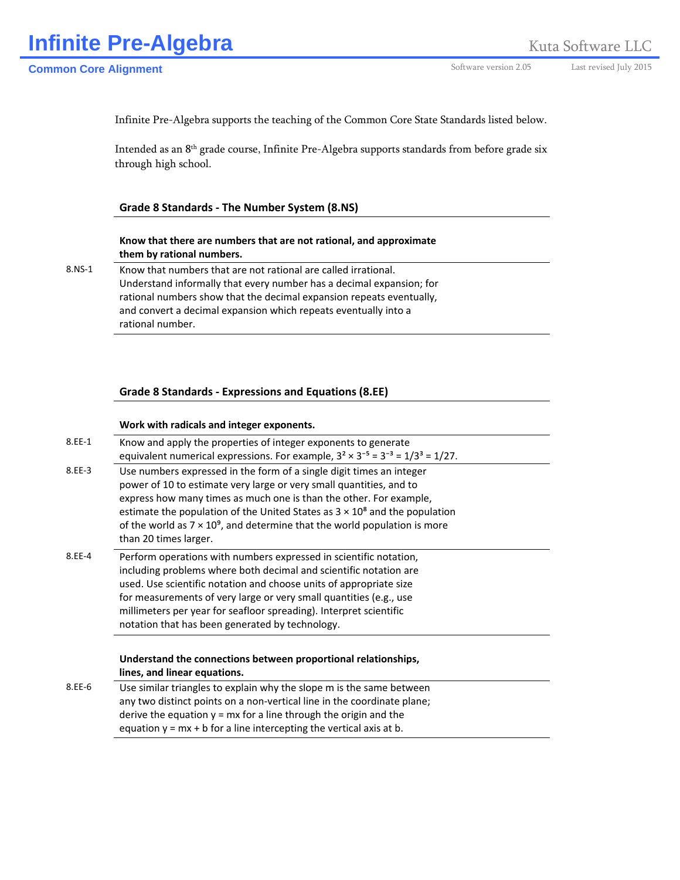# Infinite Pre-Algebra

Kuta Software LLC

**Common Core Alignment**

Software version 2.05 — Last revised July 2015

Infinite Pre-Algebra supports the teaching of the Common Core State Standards listed below.

Intended as an 8th grade course, Infinite Pre-Algebra supports standards from before grade six through high school.

## Grade 8 Standards - The Number System (8.NS)

### Know that there are numbers that are not rational, and approximate them by rational numbers.

| Standard | Description |
|---|---|
| 8.NS-1 | Know that numbers that are not rational are called irrational. Understand informally that every number has a decimal expansion; for rational numbers show that the decimal expansion repeats eventually, and convert a decimal expansion which repeats eventually into a rational number. |

## Grade 8 Standards - Expressions and Equations (8.EE)

### Work with radicals and integer exponents.

| Standard | Description |
|---|---|
| 8.EE-1 | Know and apply the properties of integer exponents to generate equivalent numerical expressions. For example, $3^2 \times 3^{-5} = 3^{-3} = 1/3^3 = 1/27$. |
| 8.EE-3 | Use numbers expressed in the form of a single digit times an integer power of 10 to estimate very large or very small quantities, and to express how many times as much one is than the other. For example, estimate the population of the United States as $3 \times 10^8$ and the population of the world as $7 \times 10^9$, and determine that the world population is more than 20 times larger. |
| 8.EE-4 | Perform operations with numbers expressed in scientific notation, including problems where both decimal and scientific notation are used. Use scientific notation and choose units of appropriate size for measurements of very large or very small quantities (e.g., use millimeters per year for seafloor spreading). Interpret scientific notation that has been generated by technology. |

### Understand the connections between proportional relationships, lines, and linear equations.

| Standard | Description |
|---|---|
| 8.EE-6 | Use similar triangles to explain why the slope m is the same between any two distinct points on a non-vertical line in the coordinate plane; derive the equation $y = mx$ for a line through the origin and the equation $y = mx + b$ for a line intercepting the vertical axis at b. |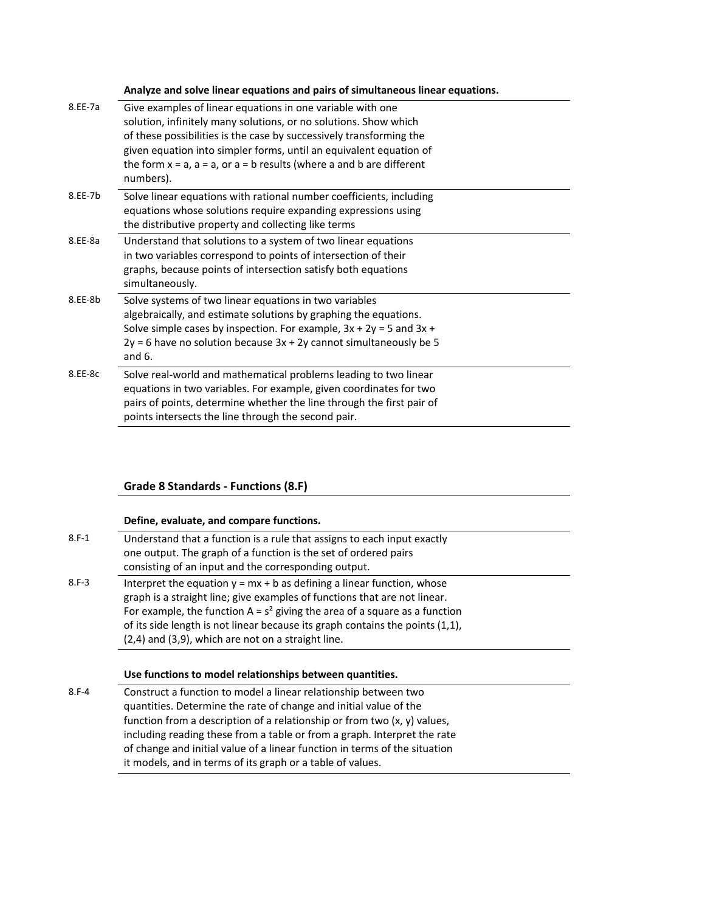| | **Analyze and solve linear equations and pairs of simultaneous linear equations.** |
|---|---|
| 8.EE-7a | Give examples of linear equations in one variable with one solution, infinitely many solutions, or no solutions. Show which of these possibilities is the case by successively transforming the given equation into simpler forms, until an equivalent equation of the form $x = a$, $a = a$, or $a = b$ results (where a and b are different numbers). |
| 8.EE-7b | Solve linear equations with rational number coefficients, including equations whose solutions require expanding expressions using the distributive property and collecting like terms |
| 8.EE-8a | Understand that solutions to a system of two linear equations in two variables correspond to points of intersection of their graphs, because points of intersection satisfy both equations simultaneously. |
| 8.EE-8b | Solve systems of two linear equations in two variables algebraically, and estimate solutions by graphing the equations. Solve simple cases by inspection. For example, $3x + 2y = 5$ and $3x + 2y = 6$ have no solution because $3x + 2y$ cannot simultaneously be 5 and 6. |
| 8.EE-8c | Solve real-world and mathematical problems leading to two linear equations in two variables. For example, given coordinates for two pairs of points, determine whether the line through the first pair of points intersects the line through the second pair. |

## Grade 8 Standards - Functions (8.F)

| | **Define, evaluate, and compare functions.** |
|---|---|
| 8.F-1 | Understand that a function is a rule that assigns to each input exactly one output. The graph of a function is the set of ordered pairs consisting of an input and the corresponding output. |
| 8.F-3 | Interpret the equation $y = mx + b$ as defining a linear function, whose graph is a straight line; give examples of functions that are not linear. For example, the function $A = s^2$ giving the area of a square as a function of its side length is not linear because its graph contains the points (1,1), (2,4) and (3,9), which are not on a straight line. |

| | **Use functions to model relationships between quantities.** |
|---|---|
| 8.F-4 | Construct a function to model a linear relationship between two quantities. Determine the rate of change and initial value of the function from a description of a relationship or from two (x, y) values, including reading these from a table or from a graph. Interpret the rate of change and initial value of a linear function in terms of the situation it models, and in terms of its graph or a table of values. |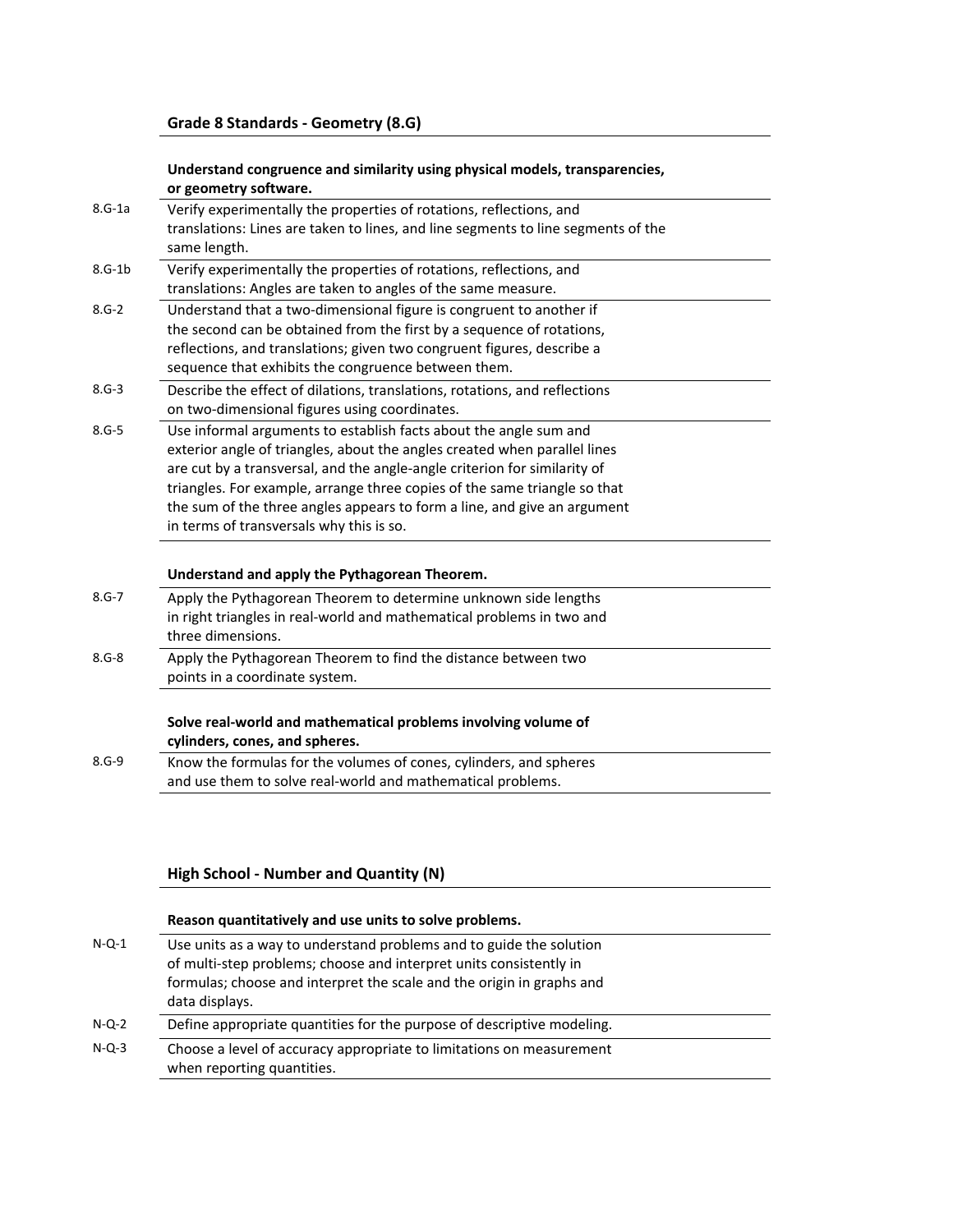## Grade 8 Standards - Geometry (8.G)

| | **Understand congruence and similarity using physical models, transparencies, or geometry software.** |
|---|---|
| 8.G-1a | Verify experimentally the properties of rotations, reflections, and translations: Lines are taken to lines, and line segments to line segments of the same length. |
| 8.G-1b | Verify experimentally the properties of rotations, reflections, and translations: Angles are taken to angles of the same measure. |
| 8.G-2 | Understand that a two-dimensional figure is congruent to another if the second can be obtained from the first by a sequence of rotations, reflections, and translations; given two congruent figures, describe a sequence that exhibits the congruence between them. |
| 8.G-3 | Describe the effect of dilations, translations, rotations, and reflections on two-dimensional figures using coordinates. |
| 8.G-5 | Use informal arguments to establish facts about the angle sum and exterior angle of triangles, about the angles created when parallel lines are cut by a transversal, and the angle-angle criterion for similarity of triangles. For example, arrange three copies of the same triangle so that the sum of the three angles appears to form a line, and give an argument in terms of transversals why this is so. |

| | **Understand and apply the Pythagorean Theorem.** |
|---|---|
| 8.G-7 | Apply the Pythagorean Theorem to determine unknown side lengths in right triangles in real-world and mathematical problems in two and three dimensions. |
| 8.G-8 | Apply the Pythagorean Theorem to find the distance between two points in a coordinate system. |

| | **Solve real-world and mathematical problems involving volume of cylinders, cones, and spheres.** |
|---|---|
| 8.G-9 | Know the formulas for the volumes of cones, cylinders, and spheres and use them to solve real-world and mathematical problems. |

## High School - Number and Quantity (N)

| | **Reason quantitatively and use units to solve problems.** |
|---|---|
| N-Q-1 | Use units as a way to understand problems and to guide the solution of multi-step problems; choose and interpret units consistently in formulas; choose and interpret the scale and the origin in graphs and data displays. |
| N-Q-2 | Define appropriate quantities for the purpose of descriptive modeling. |
| N-Q-3 | Choose a level of accuracy appropriate to limitations on measurement when reporting quantities. |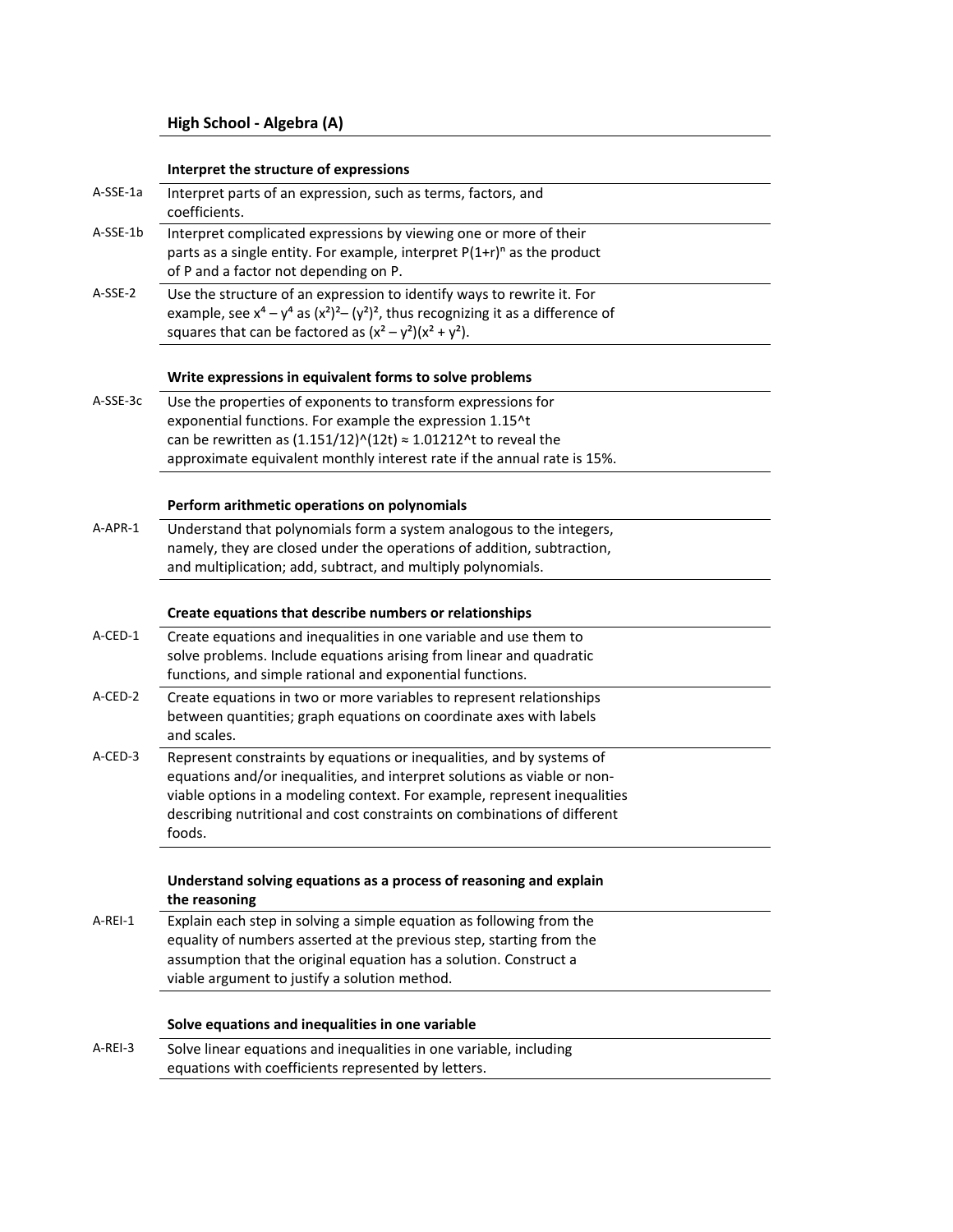## High School - Algebra (A)

| | Interpret the structure of expressions |
|---|---|
| A-SSE-1a | Interpret parts of an expression, such as terms, factors, and coefficients. |
| A-SSE-1b | Interpret complicated expressions by viewing one or more of their parts as a single entity. For example, interpret $P(1+r)^n$ as the product of P and a factor not depending on P. |
| A-SSE-2 | Use the structure of an expression to identify ways to rewrite it. For example, see $x^4 - y^4$ as $(x^2)^2 - (y^2)^2$, thus recognizing it as a difference of squares that can be factored as $(x^2 - y^2)(x^2 + y^2)$. |

| | Write expressions in equivalent forms to solve problems |
|---|---|
| A-SSE-3c | Use the properties of exponents to transform expressions for exponential functions. For example the expression 1.15^t can be rewritten as (1.151/12)^(12t) ≈ 1.01212^t to reveal the approximate equivalent monthly interest rate if the annual rate is 15%. |

| | Perform arithmetic operations on polynomials |
|---|---|
| A-APR-1 | Understand that polynomials form a system analogous to the integers, namely, they are closed under the operations of addition, subtraction, and multiplication; add, subtract, and multiply polynomials. |

| | Create equations that describe numbers or relationships |
|---|---|
| A-CED-1 | Create equations and inequalities in one variable and use them to solve problems. Include equations arising from linear and quadratic functions, and simple rational and exponential functions. |
| A-CED-2 | Create equations in two or more variables to represent relationships between quantities; graph equations on coordinate axes with labels and scales. |
| A-CED-3 | Represent constraints by equations or inequalities, and by systems of equations and/or inequalities, and interpret solutions as viable or non-viable options in a modeling context. For example, represent inequalities describing nutritional and cost constraints on combinations of different foods. |

| | Understand solving equations as a process of reasoning and explain the reasoning |
|---|---|
| A-REI-1 | Explain each step in solving a simple equation as following from the equality of numbers asserted at the previous step, starting from the assumption that the original equation has a solution. Construct a viable argument to justify a solution method. |

| | Solve equations and inequalities in one variable |
|---|---|
| A-REI-3 | Solve linear equations and inequalities in one variable, including equations with coefficients represented by letters. |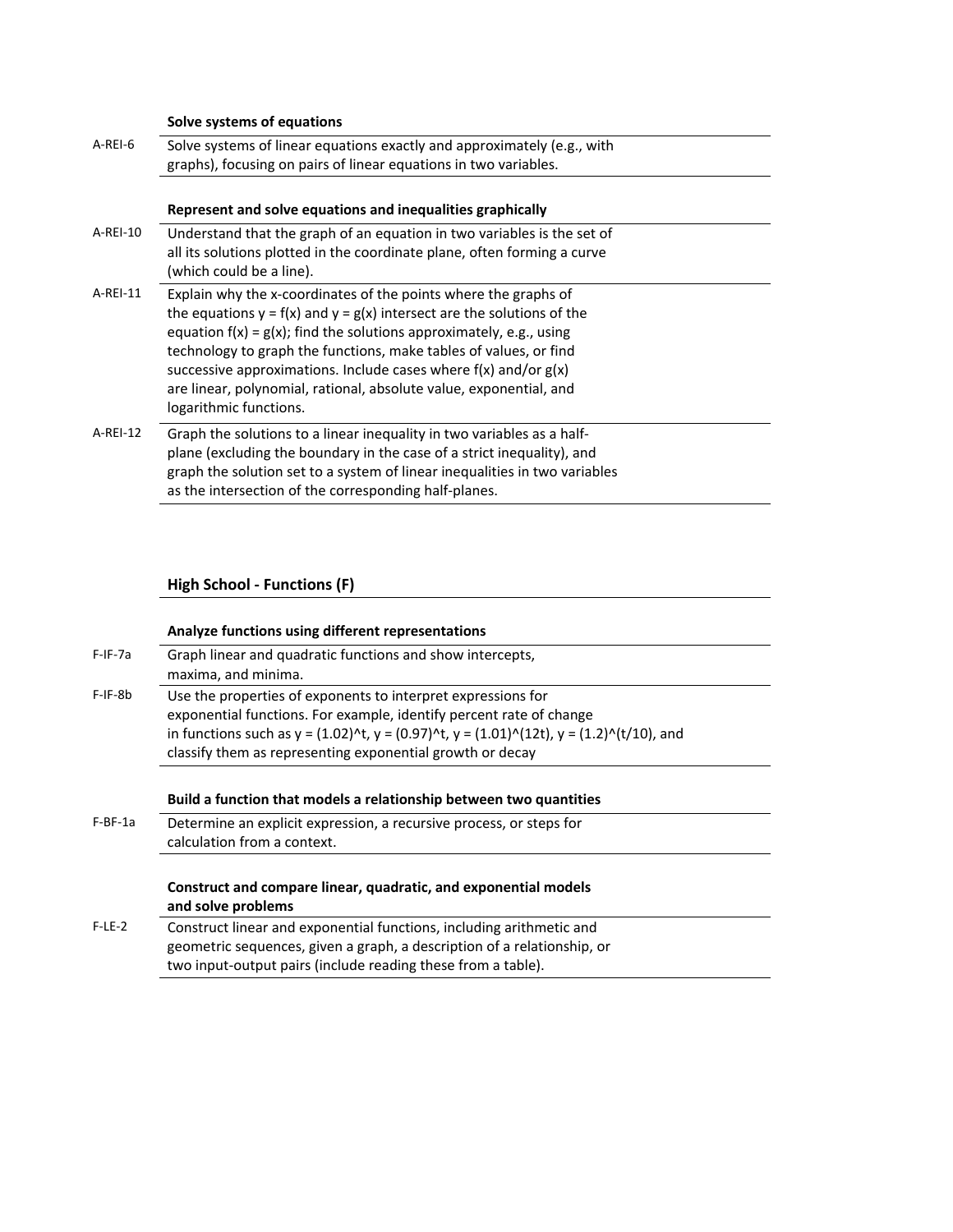### Solve systems of equations

| | |
|---|---|
| A-REI-6 | Solve systems of linear equations exactly and approximately (e.g., with graphs), focusing on pairs of linear equations in two variables. |

### Represent and solve equations and inequalities graphically

| | |
|---|---|
| A-REI-10 | Understand that the graph of an equation in two variables is the set of all its solutions plotted in the coordinate plane, often forming a curve (which could be a line). |
| A-REI-11 | Explain why the x-coordinates of the points where the graphs of the equations $y = f(x)$ and $y = g(x)$ intersect are the solutions of the equation $f(x) = g(x)$; find the solutions approximately, e.g., using technology to graph the functions, make tables of values, or find successive approximations. Include cases where $f(x)$ and/or $g(x)$ are linear, polynomial, rational, absolute value, exponential, and logarithmic functions. |
| A-REI-12 | Graph the solutions to a linear inequality in two variables as a half-plane (excluding the boundary in the case of a strict inequality), and graph the solution set to a system of linear inequalities in two variables as the intersection of the corresponding half-planes. |

## High School - Functions (F)

### Analyze functions using different representations

| | |
|---|---|
| F-IF-7a | Graph linear and quadratic functions and show intercepts, maxima, and minima. |
| F-IF-8b | Use the properties of exponents to interpret expressions for exponential functions. For example, identify percent rate of change in functions such as $y = (1.02)^t$, $y = (0.97)^t$, $y = (1.01)^{(12t)}$, $y = (1.2)^{(t/10)}$, and classify them as representing exponential growth or decay |

### Build a function that models a relationship between two quantities

| | |
|---|---|
| F-BF-1a | Determine an explicit expression, a recursive process, or steps for calculation from a context. |

### Construct and compare linear, quadratic, and exponential models and solve problems

| | |
|---|---|
| F-LE-2 | Construct linear and exponential functions, including arithmetic and geometric sequences, given a graph, a description of a relationship, or two input-output pairs (include reading these from a table). |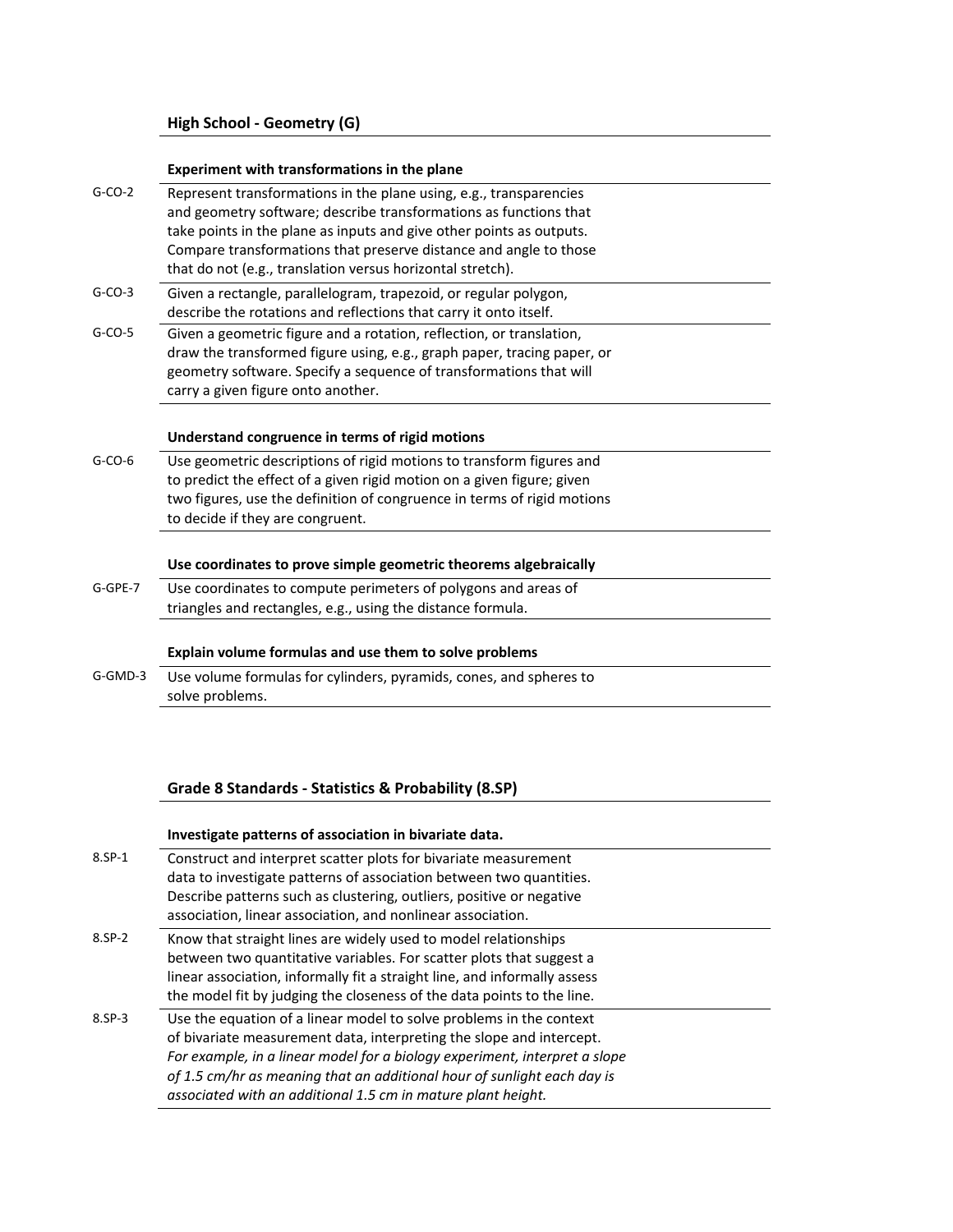## High School - Geometry (G)

### Experiment with transformations in the plane

| | |
|---|---|
| G-CO-2 | Represent transformations in the plane using, e.g., transparencies and geometry software; describe transformations as functions that take points in the plane as inputs and give other points as outputs. Compare transformations that preserve distance and angle to those that do not (e.g., translation versus horizontal stretch). |
| G-CO-3 | Given a rectangle, parallelogram, trapezoid, or regular polygon, describe the rotations and reflections that carry it onto itself. |
| G-CO-5 | Given a geometric figure and a rotation, reflection, or translation, draw the transformed figure using, e.g., graph paper, tracing paper, or geometry software. Specify a sequence of transformations that will carry a given figure onto another. |

### Understand congruence in terms of rigid motions

| | |
|---|---|
| G-CO-6 | Use geometric descriptions of rigid motions to transform figures and to predict the effect of a given rigid motion on a given figure; given two figures, use the definition of congruence in terms of rigid motions to decide if they are congruent. |

### Use coordinates to prove simple geometric theorems algebraically

| | |
|---|---|
| G-GPE-7 | Use coordinates to compute perimeters of polygons and areas of triangles and rectangles, e.g., using the distance formula. |

### Explain volume formulas and use them to solve problems

| | |
|---|---|
| G-GMD-3 | Use volume formulas for cylinders, pyramids, cones, and spheres to solve problems. |

## Grade 8 Standards - Statistics & Probability (8.SP)

### Investigate patterns of association in bivariate data.

| | |
|---|---|
| 8.SP-1 | Construct and interpret scatter plots for bivariate measurement data to investigate patterns of association between two quantities. Describe patterns such as clustering, outliers, positive or negative association, linear association, and nonlinear association. |
| 8.SP-2 | Know that straight lines are widely used to model relationships between two quantitative variables. For scatter plots that suggest a linear association, informally fit a straight line, and informally assess the model fit by judging the closeness of the data points to the line. |
| 8.SP-3 | Use the equation of a linear model to solve problems in the context of bivariate measurement data, interpreting the slope and intercept. *For example, in a linear model for a biology experiment, interpret a slope of 1.5 cm/hr as meaning that an additional hour of sunlight each day is associated with an additional 1.5 cm in mature plant height.* |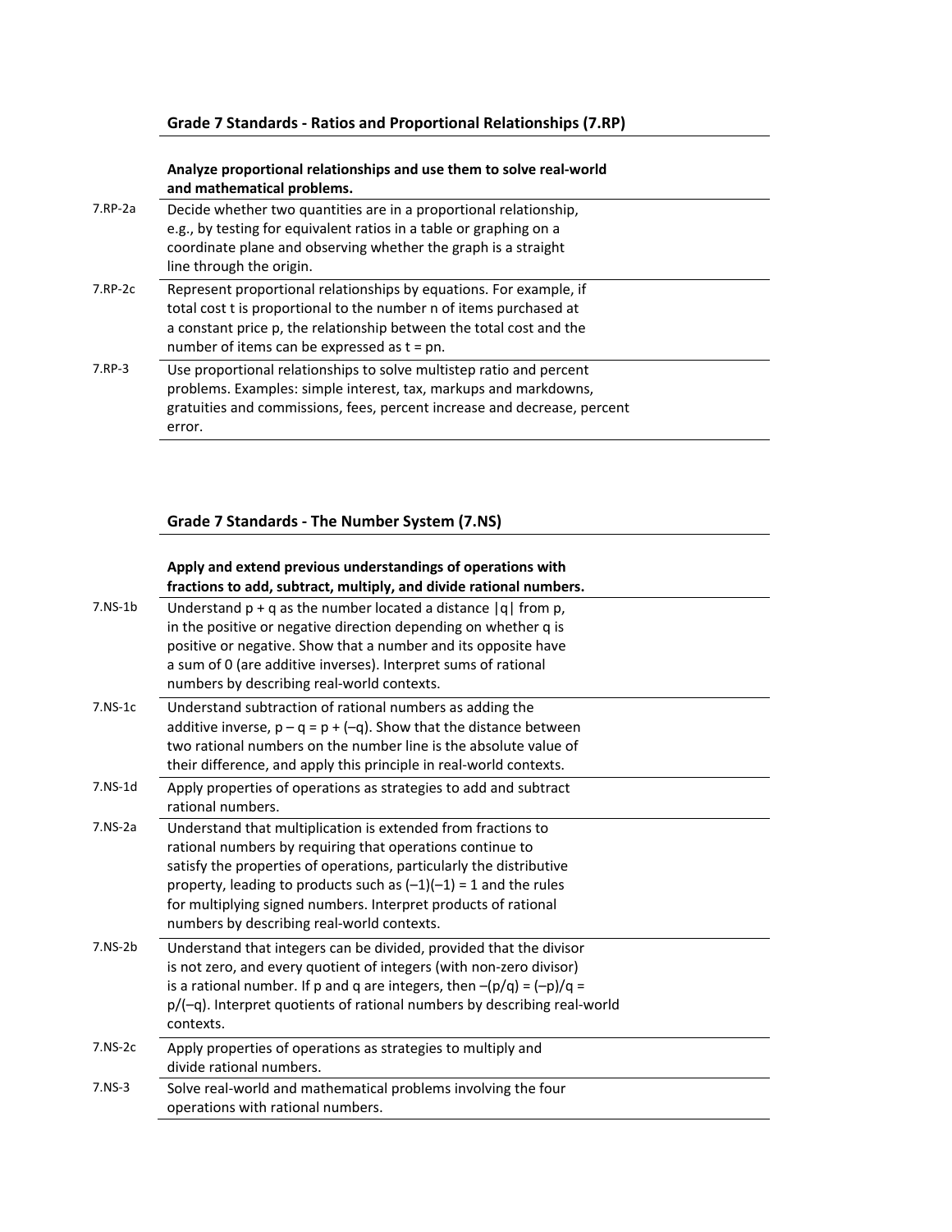## Grade 7 Standards - Ratios and Proportional Relationships (7.RP)

| | **Analyze proportional relationships and use them to solve real-world and mathematical problems.** |
|---|---|
| 7.RP-2a | Decide whether two quantities are in a proportional relationship, e.g., by testing for equivalent ratios in a table or graphing on a coordinate plane and observing whether the graph is a straight line through the origin. |
| 7.RP-2c | Represent proportional relationships by equations. For example, if total cost $t$ is proportional to the number $n$ of items purchased at a constant price $p$, the relationship between the total cost and the number of items can be expressed as $t = pn$. |
| 7.RP-3 | Use proportional relationships to solve multistep ratio and percent problems. Examples: simple interest, tax, markups and markdowns, gratuities and commissions, fees, percent increase and decrease, percent error. |

## Grade 7 Standards - The Number System (7.NS)

| | **Apply and extend previous understandings of operations with fractions to add, subtract, multiply, and divide rational numbers.** |
|---|---|
| 7.NS-1b | Understand $p + q$ as the number located a distance $\|q\|$ from $p$, in the positive or negative direction depending on whether $q$ is positive or negative. Show that a number and its opposite have a sum of 0 (are additive inverses). Interpret sums of rational numbers by describing real-world contexts. |
| 7.NS-1c | Understand subtraction of rational numbers as adding the additive inverse, $p – q = p + (–q)$. Show that the distance between two rational numbers on the number line is the absolute value of their difference, and apply this principle in real-world contexts. |
| 7.NS-1d | Apply properties of operations as strategies to add and subtract rational numbers. |
| 7.NS-2a | Understand that multiplication is extended from fractions to rational numbers by requiring that operations continue to satisfy the properties of operations, particularly the distributive property, leading to products such as $(–1)(–1) = 1$ and the rules for multiplying signed numbers. Interpret products of rational numbers by describing real-world contexts. |
| 7.NS-2b | Understand that integers can be divided, provided that the divisor is not zero, and every quotient of integers (with non-zero divisor) is a rational number. If $p$ and $q$ are integers, then $–(p/q) = (–p)/q = p/(–q)$. Interpret quotients of rational numbers by describing real-world contexts. |
| 7.NS-2c | Apply properties of operations as strategies to multiply and divide rational numbers. |
| 7.NS-3 | Solve real-world and mathematical problems involving the four operations with rational numbers. |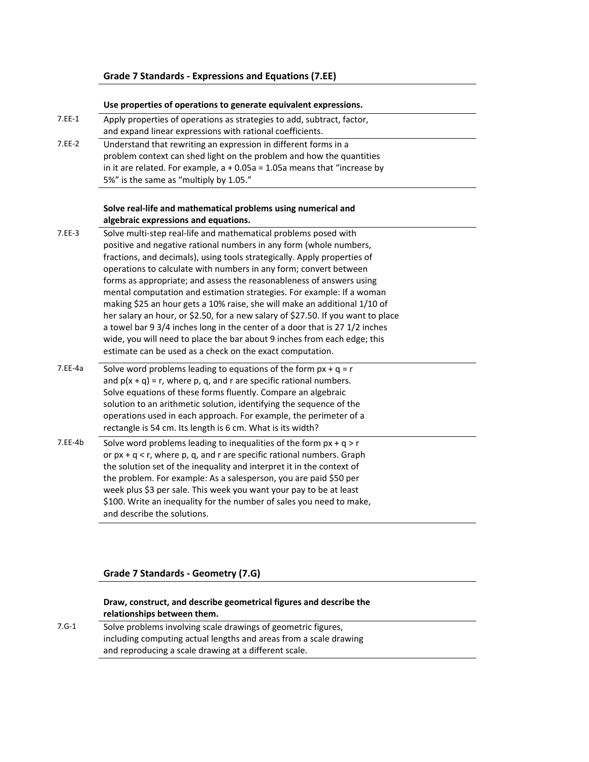## Grade 7 Standards - Expressions and Equations (7.EE)

| | **Use properties of operations to generate equivalent expressions.** |
|---|---|
| 7.EE-1 | Apply properties of operations as strategies to add, subtract, factor, and expand linear expressions with rational coefficients. |
| 7.EE-2 | Understand that rewriting an expression in different forms in a problem context can shed light on the problem and how the quantities in it are related. For example, $a + 0.05a = 1.05a$ means that "increase by 5%" is the same as "multiply by 1.05." |

| | **Solve real-life and mathematical problems using numerical and algebraic expressions and equations.** |
|---|---|
| 7.EE-3 | Solve multi-step real-life and mathematical problems posed with positive and negative rational numbers in any form (whole numbers, fractions, and decimals), using tools strategically. Apply properties of operations to calculate with numbers in any form; convert between forms as appropriate; and assess the reasonableness of answers using mental computation and estimation strategies. For example: If a woman making \$25 an hour gets a 10% raise, she will make an additional 1/10 of her salary an hour, or \$2.50, for a new salary of \$27.50. If you want to place a towel bar 9 3/4 inches long in the center of a door that is 27 1/2 inches wide, you will need to place the bar about 9 inches from each edge; this estimate can be used as a check on the exact computation. |
| 7.EE-4a | Solve word problems leading to equations of the form $px + q = r$ and $p(x + q) = r$, where $p$, $q$, and $r$ are specific rational numbers. Solve equations of these forms fluently. Compare an algebraic solution to an arithmetic solution, identifying the sequence of the operations used in each approach. For example, the perimeter of a rectangle is 54 cm. Its length is 6 cm. What is its width? |
| 7.EE-4b | Solve word problems leading to inequalities of the form $px + q > r$ or $px + q < r$, where $p$, $q$, and $r$ are specific rational numbers. Graph the solution set of the inequality and interpret it in the context of the problem. For example: As a salesperson, you are paid \$50 per week plus \$3 per sale. This week you want your pay to be at least \$100. Write an inequality for the number of sales you need to make, and describe the solutions. |

## Grade 7 Standards - Geometry (7.G)

| | **Draw, construct, and describe geometrical figures and describe the relationships between them.** |
|---|---|
| 7.G-1 | Solve problems involving scale drawings of geometric figures, including computing actual lengths and areas from a scale drawing and reproducing a scale drawing at a different scale. |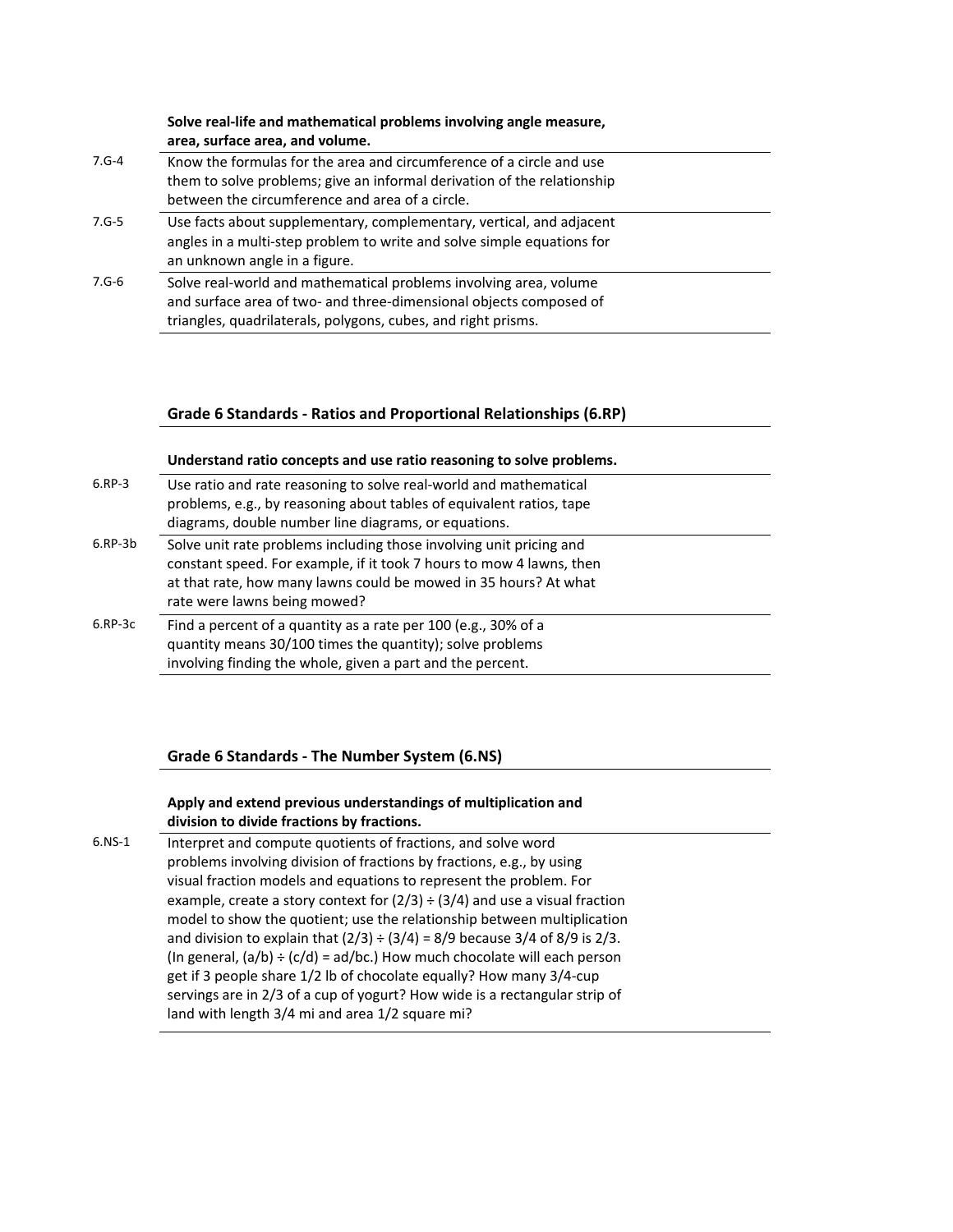| | **Solve real-life and mathematical problems involving angle measure, area, surface area, and volume.** |
|---|---|
| 7.G-4 | Know the formulas for the area and circumference of a circle and use them to solve problems; give an informal derivation of the relationship between the circumference and area of a circle. |
| 7.G-5 | Use facts about supplementary, complementary, vertical, and adjacent angles in a multi-step problem to write and solve simple equations for an unknown angle in a figure. |
| 7.G-6 | Solve real-world and mathematical problems involving area, volume and surface area of two- and three-dimensional objects composed of triangles, quadrilaterals, polygons, cubes, and right prisms. |

## Grade 6 Standards - Ratios and Proportional Relationships (6.RP)

| | **Understand ratio concepts and use ratio reasoning to solve problems.** |
|---|---|
| 6.RP-3 | Use ratio and rate reasoning to solve real-world and mathematical problems, e.g., by reasoning about tables of equivalent ratios, tape diagrams, double number line diagrams, or equations. |
| 6.RP-3b | Solve unit rate problems including those involving unit pricing and constant speed. For example, if it took 7 hours to mow 4 lawns, then at that rate, how many lawns could be mowed in 35 hours? At what rate were lawns being mowed? |
| 6.RP-3c | Find a percent of a quantity as a rate per 100 (e.g., 30% of a quantity means 30/100 times the quantity); solve problems involving finding the whole, given a part and the percent. |

## Grade 6 Standards - The Number System (6.NS)

| | **Apply and extend previous understandings of multiplication and division to divide fractions by fractions.** |
|---|---|
| 6.NS-1 | Interpret and compute quotients of fractions, and solve word problems involving division of fractions by fractions, e.g., by using visual fraction models and equations to represent the problem. For example, create a story context for $(2/3) \div (3/4)$ and use a visual fraction model to show the quotient; use the relationship between multiplication and division to explain that $(2/3) \div (3/4) = 8/9$ because 3/4 of 8/9 is 2/3. (In general, $(a/b) \div (c/d) = ad/bc$.) How much chocolate will each person get if 3 people share 1/2 lb of chocolate equally? How many 3/4-cup servings are in 2/3 of a cup of yogurt? How wide is a rectangular strip of land with length 3/4 mi and area 1/2 square mi? |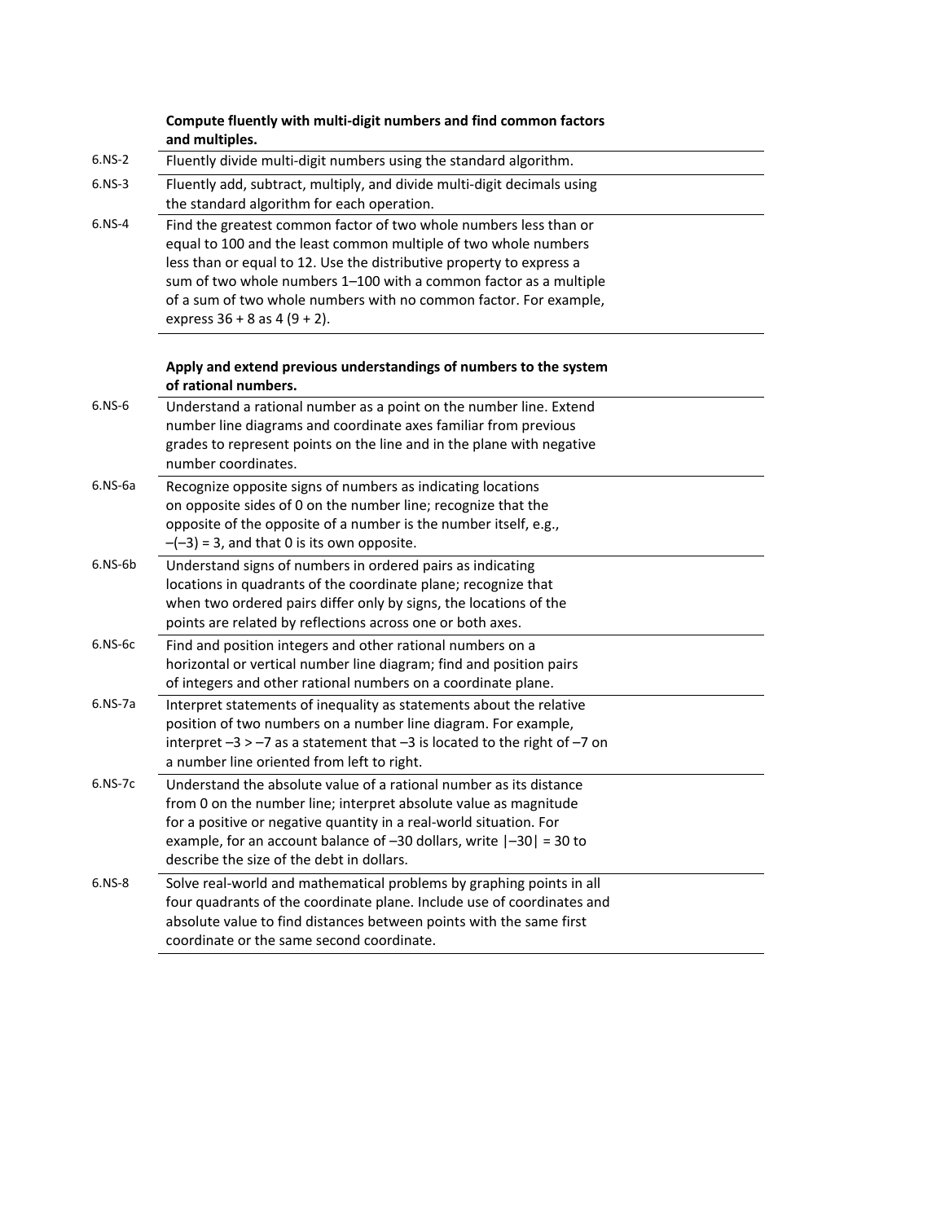| | **Compute fluently with multi-digit numbers and find common factors and multiples.** |
|---|---|
| 6.NS-2 | Fluently divide multi-digit numbers using the standard algorithm. |
| 6.NS-3 | Fluently add, subtract, multiply, and divide multi-digit decimals using the standard algorithm for each operation. |
| 6.NS-4 | Find the greatest common factor of two whole numbers less than or equal to 100 and the least common multiple of two whole numbers less than or equal to 12. Use the distributive property to express a sum of two whole numbers 1–100 with a common factor as a multiple of a sum of two whole numbers with no common factor. For example, express $36 + 8$ as $4 (9 + 2)$. |

| | **Apply and extend previous understandings of numbers to the system of rational numbers.** |
|---|---|
| 6.NS-6 | Understand a rational number as a point on the number line. Extend number line diagrams and coordinate axes familiar from previous grades to represent points on the line and in the plane with negative number coordinates. |
| 6.NS-6a | Recognize opposite signs of numbers as indicating locations on opposite sides of 0 on the number line; recognize that the opposite of the opposite of a number is the number itself, e.g., $-(-3) = 3$, and that 0 is its own opposite. |
| 6.NS-6b | Understand signs of numbers in ordered pairs as indicating locations in quadrants of the coordinate plane; recognize that when two ordered pairs differ only by signs, the locations of the points are related by reflections across one or both axes. |
| 6.NS-6c | Find and position integers and other rational numbers on a horizontal or vertical number line diagram; find and position pairs of integers and other rational numbers on a coordinate plane. |
| 6.NS-7a | Interpret statements of inequality as statements about the relative position of two numbers on a number line diagram. For example, interpret $-3 > -7$ as a statement that $-3$ is located to the right of $-7$ on a number line oriented from left to right. |
| 6.NS-7c | Understand the absolute value of a rational number as its distance from 0 on the number line; interpret absolute value as magnitude for a positive or negative quantity in a real-world situation. For example, for an account balance of $-30$ dollars, write $\lvert -30 \rvert = 30$ to describe the size of the debt in dollars. |
| 6.NS-8 | Solve real-world and mathematical problems by graphing points in all four quadrants of the coordinate plane. Include use of coordinates and absolute value to find distances between points with the same first coordinate or the same second coordinate. |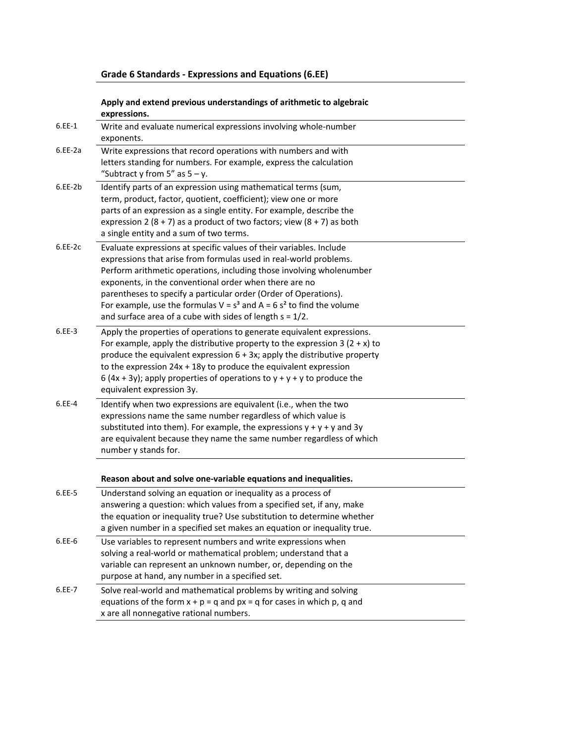## Grade 6 Standards - Expressions and Equations (6.EE)

| | **Apply and extend previous understandings of arithmetic to algebraic expressions.** |
|---|---|
| 6.EE-1 | Write and evaluate numerical expressions involving whole-number exponents. |
| 6.EE-2a | Write expressions that record operations with numbers and with letters standing for numbers. For example, express the calculation "Subtract y from 5" as $5 - y$. |
| 6.EE-2b | Identify parts of an expression using mathematical terms (sum, term, product, factor, quotient, coefficient); view one or more parts of an expression as a single entity. For example, describe the expression $2 (8 + 7)$ as a product of two factors; view $(8 + 7)$ as both a single entity and a sum of two terms. |
| 6.EE-2c | Evaluate expressions at specific values of their variables. Include expressions that arise from formulas used in real-world problems. Perform arithmetic operations, including those involving wholenumber exponents, in the conventional order when there are no parentheses to specify a particular order (Order of Operations). For example, use the formulas $V = s^3$ and $A = 6 s^2$ to find the volume and surface area of a cube with sides of length $s = 1/2$. |
| 6.EE-3 | Apply the properties of operations to generate equivalent expressions. For example, apply the distributive property to the expression $3 (2 + x)$ to produce the equivalent expression $6 + 3x$; apply the distributive property to the expression $24x + 18y$ to produce the equivalent expression $6 (4x + 3y)$; apply properties of operations to $y + y + y$ to produce the equivalent expression $3y$. |
| 6.EE-4 | Identify when two expressions are equivalent (i.e., when the two expressions name the same number regardless of which value is substituted into them). For example, the expressions $y + y + y$ and $3y$ are equivalent because they name the same number regardless of which number y stands for. |

| | **Reason about and solve one-variable equations and inequalities.** |
|---|---|
| 6.EE-5 | Understand solving an equation or inequality as a process of answering a question: which values from a specified set, if any, make the equation or inequality true? Use substitution to determine whether a given number in a specified set makes an equation or inequality true. |
| 6.EE-6 | Use variables to represent numbers and write expressions when solving a real-world or mathematical problem; understand that a variable can represent an unknown number, or, depending on the purpose at hand, any number in a specified set. |
| 6.EE-7 | Solve real-world and mathematical problems by writing and solving equations of the form $x + p = q$ and $px = q$ for cases in which p, q and x are all nonnegative rational numbers. |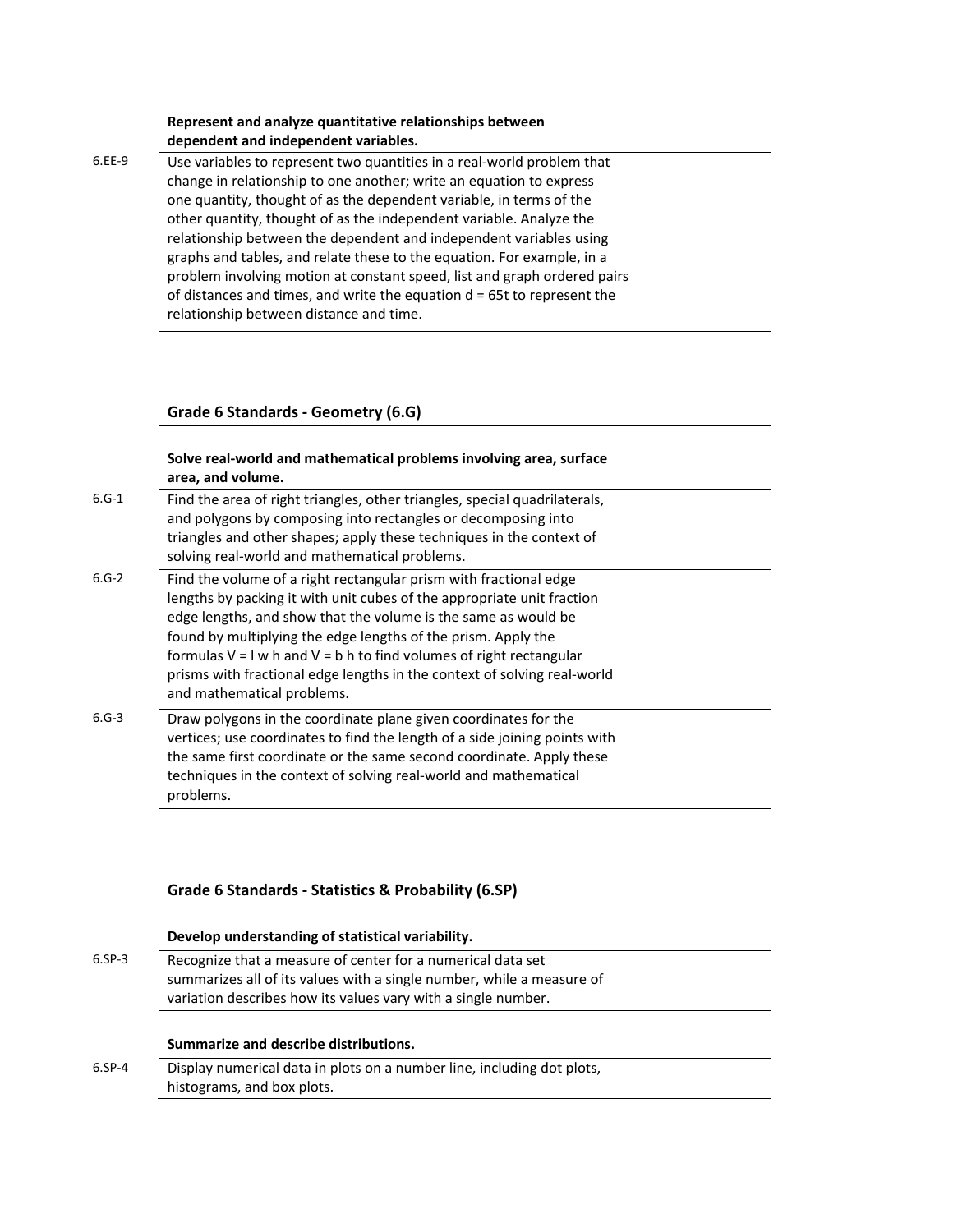| | **Represent and analyze quantitative relationships between dependent and independent variables.** |
|---|---|
| 6.EE-9 | Use variables to represent two quantities in a real-world problem that change in relationship to one another; write an equation to express one quantity, thought of as the dependent variable, in terms of the other quantity, thought of as the independent variable. Analyze the relationship between the dependent and independent variables using graphs and tables, and relate these to the equation. For example, in a problem involving motion at constant speed, list and graph ordered pairs of distances and times, and write the equation $d = 65t$ to represent the relationship between distance and time. |

## Grade 6 Standards - Geometry (6.G)

| | **Solve real-world and mathematical problems involving area, surface area, and volume.** |
|---|---|
| 6.G-1 | Find the area of right triangles, other triangles, special quadrilaterals, and polygons by composing into rectangles or decomposing into triangles and other shapes; apply these techniques in the context of solving real-world and mathematical problems. |
| 6.G-2 | Find the volume of a right rectangular prism with fractional edge lengths by packing it with unit cubes of the appropriate unit fraction edge lengths, and show that the volume is the same as would be found by multiplying the edge lengths of the prism. Apply the formulas $V = l w h$ and $V = b h$ to find volumes of right rectangular prisms with fractional edge lengths in the context of solving real-world and mathematical problems. |
| 6.G-3 | Draw polygons in the coordinate plane given coordinates for the vertices; use coordinates to find the length of a side joining points with the same first coordinate or the same second coordinate. Apply these techniques in the context of solving real-world and mathematical problems. |

## Grade 6 Standards - Statistics & Probability (6.SP)

| | **Develop understanding of statistical variability.** |
|---|---|
| 6.SP-3 | Recognize that a measure of center for a numerical data set summarizes all of its values with a single number, while a measure of variation describes how its values vary with a single number. |

| | **Summarize and describe distributions.** |
|---|---|
| 6.SP-4 | Display numerical data in plots on a number line, including dot plots, histograms, and box plots. |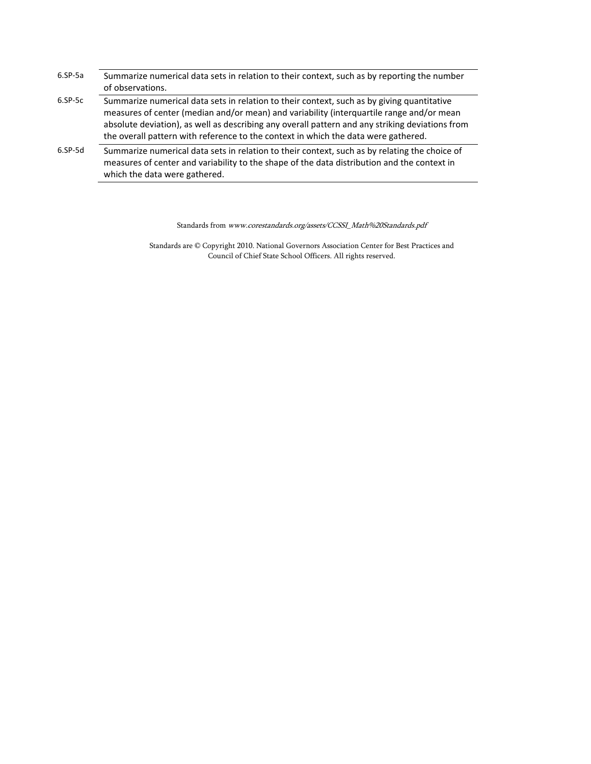| | |
|---|---|
| 6.SP-5a | Summarize numerical data sets in relation to their context, such as by reporting the number of observations. |
| 6.SP-5c | Summarize numerical data sets in relation to their context, such as by giving quantitative measures of center (median and/or mean) and variability (interquartile range and/or mean absolute deviation), as well as describing any overall pattern and any striking deviations from the overall pattern with reference to the context in which the data were gathered. |
| 6.SP-5d | Summarize numerical data sets in relation to their context, such as by relating the choice of measures of center and variability to the shape of the data distribution and the context in which the data were gathered. |

Standards from *www.corestandards.org/assets/CCSSI_Math%20Standards.pdf*

Standards are © Copyright 2010. National Governors Association Center for Best Practices and Council of Chief State School Officers. All rights reserved.